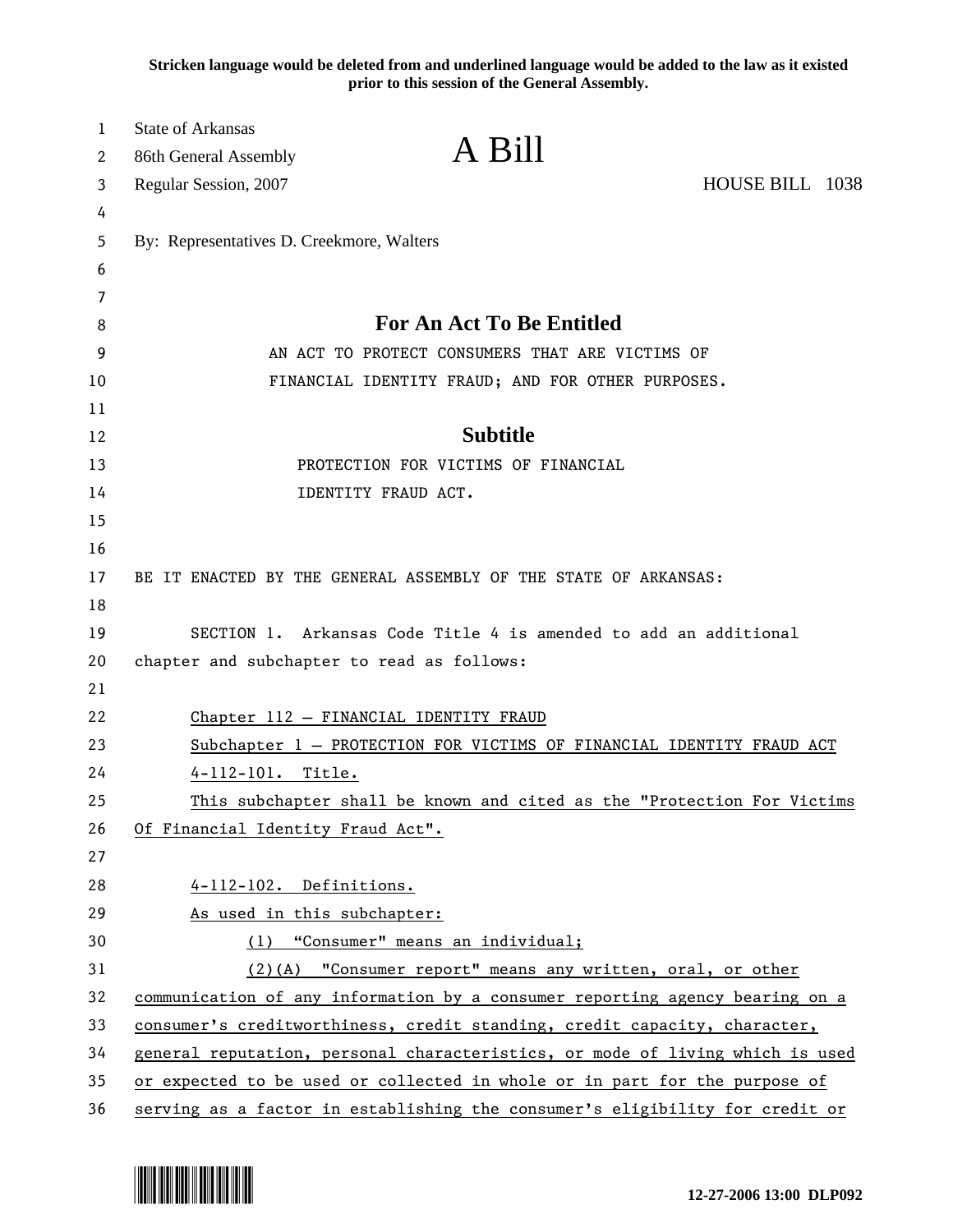**Stricken language would be deleted from and underlined language would be added to the law as it existed prior to this session of the General Assembly.**

State of Arkansas
86th General Assembly
Regular Session, 2007

# A Bill

HOUSE BILL 1038

By: Representatives D. Creekmore, Walters

## For An Act To Be Entitled

AN ACT TO PROTECT CONSUMERS THAT ARE VICTIMS OF FINANCIAL IDENTITY FRAUD; AND FOR OTHER PURPOSES.

## Subtitle

PROTECTION FOR VICTIMS OF FINANCIAL IDENTITY FRAUD ACT.

BE IT ENACTED BY THE GENERAL ASSEMBLY OF THE STATE OF ARKANSAS:

SECTION 1. Arkansas Code Title 4 is amended to add an additional chapter and subchapter to read as follows:

<u>Chapter 112 – FINANCIAL IDENTITY FRAUD</u>

<u>Subchapter 1 – PROTECTION FOR VICTIMS OF FINANCIAL IDENTITY FRAUD ACT</u>

<u>4-112-101. Title.</u>

<u>This subchapter shall be known and cited as the "Protection For Victims Of Financial Identity Fraud Act".</u>

<u>4-112-102. Definitions.</u>

<u>As used in this subchapter:</u>

<u>(1) "Consumer" means an individual;</u>

<u>(2)(A) "Consumer report" means any written, oral, or other communication of any information by a consumer reporting agency bearing on a consumer's creditworthiness, credit standing, credit capacity, character, general reputation, personal characteristics, or mode of living which is used or expected to be used or collected in whole or in part for the purpose of serving as a factor in establishing the consumer's eligibility for credit or</u>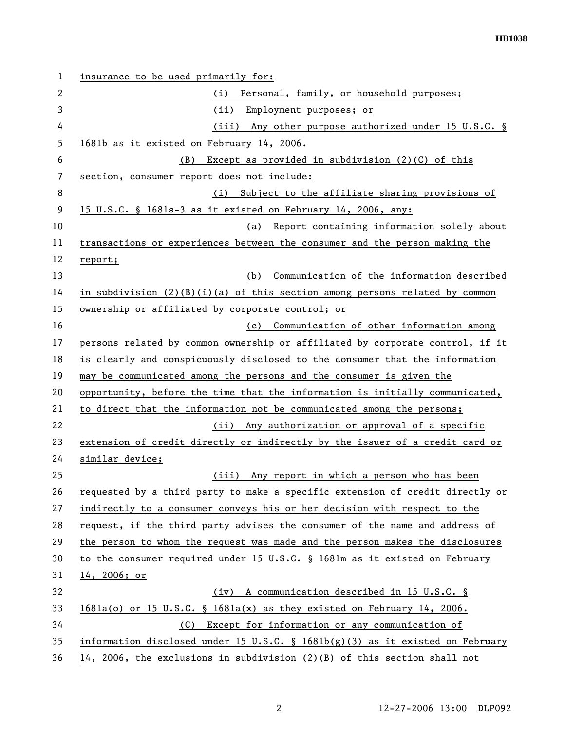insurance to be used primarily for:

(i) Personal, family, or household purposes;

(ii) Employment purposes; or

(iii) Any other purpose authorized under 15 U.S.C. § 1681b as it existed on February 14, 2006.

(B) Except as provided in subdivision (2)(C) of this section, consumer report does not include:

(i) Subject to the affiliate sharing provisions of 15 U.S.C. § 1681s-3 as it existed on February 14, 2006, any:

(a) Report containing information solely about transactions or experiences between the consumer and the person making the report;

(b) Communication of the information described in subdivision (2)(B)(i)(a) of this section among persons related by common ownership or affiliated by corporate control; or

(c) Communication of other information among persons related by common ownership or affiliated by corporate control, if it is clearly and conspicuously disclosed to the consumer that the information may be communicated among the persons and the consumer is given the opportunity, before the time that the information is initially communicated, to direct that the information not be communicated among the persons;

(ii) Any authorization or approval of a specific extension of credit directly or indirectly by the issuer of a credit card or similar device;

(iii) Any report in which a person who has been requested by a third party to make a specific extension of credit directly or indirectly to a consumer conveys his or her decision with respect to the request, if the third party advises the consumer of the name and address of the person to whom the request was made and the person makes the disclosures to the consumer required under 15 U.S.C. § 1681m as it existed on February 14, 2006; or

(iv) A communication described in 15 U.S.C. § 1681a(o) or 15 U.S.C. § 1681a(x) as they existed on February 14, 2006.

(C) Except for information or any communication of information disclosed under 15 U.S.C. § 1681b(g)(3) as it existed on February 14, 2006, the exclusions in subdivision (2)(B) of this section shall not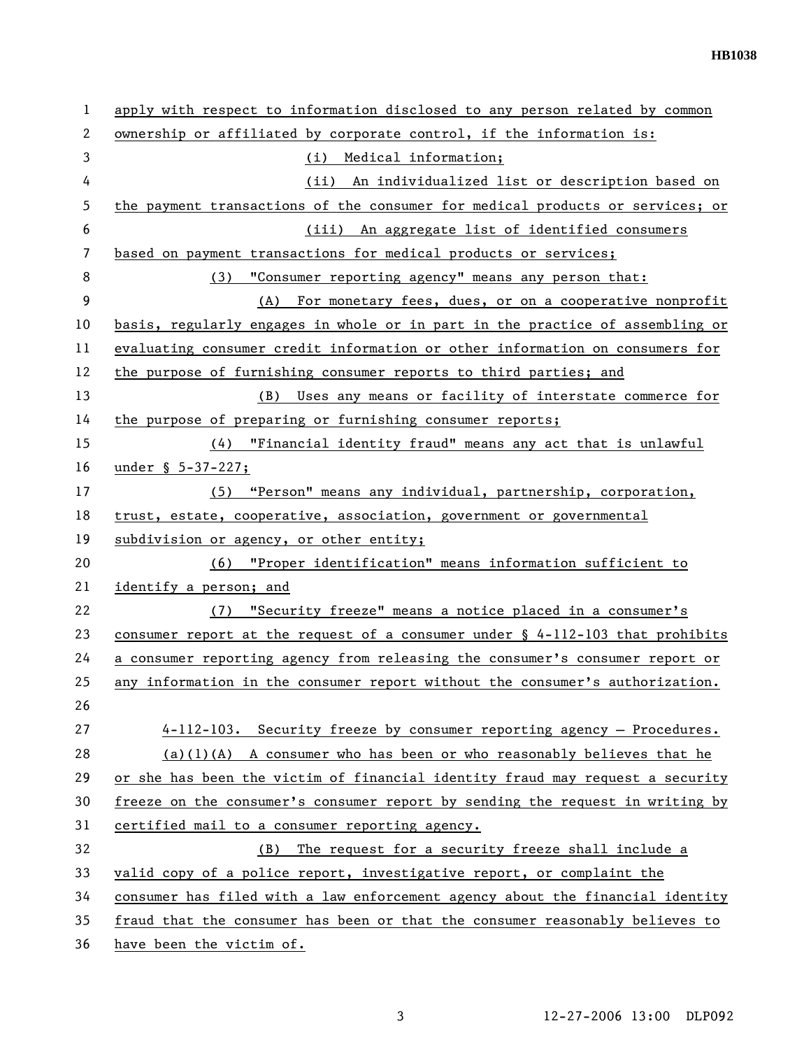apply with respect to information disclosed to any person related by common ownership or affiliated by corporate control, if the information is:

(i) Medical information;

(ii) An individualized list or description based on the payment transactions of the consumer for medical products or services; or

(iii) An aggregate list of identified consumers based on payment transactions for medical products or services;

(3) "Consumer reporting agency" means any person that:

(A) For monetary fees, dues, or on a cooperative nonprofit basis, regularly engages in whole or in part in the practice of assembling or evaluating consumer credit information or other information on consumers for the purpose of furnishing consumer reports to third parties; and

(B) Uses any means or facility of interstate commerce for the purpose of preparing or furnishing consumer reports;

(4) "Financial identity fraud" means any act that is unlawful under § 5-37-227;

(5) "Person" means any individual, partnership, corporation, trust, estate, cooperative, association, government or governmental subdivision or agency, or other entity;

(6) "Proper identification" means information sufficient to identify a person; and

(7) "Security freeze" means a notice placed in a consumer's consumer report at the request of a consumer under § 4-112-103 that prohibits a consumer reporting agency from releasing the consumer's consumer report or any information in the consumer report without the consumer's authorization.

4-112-103. Security freeze by consumer reporting agency – Procedures.

(a)(1)(A) A consumer who has been or who reasonably believes that he or she has been the victim of financial identity fraud may request a security freeze on the consumer's consumer report by sending the request in writing by certified mail to a consumer reporting agency.

(B) The request for a security freeze shall include a valid copy of a police report, investigative report, or complaint the consumer has filed with a law enforcement agency about the financial identity fraud that the consumer has been or that the consumer reasonably believes to have been the victim of.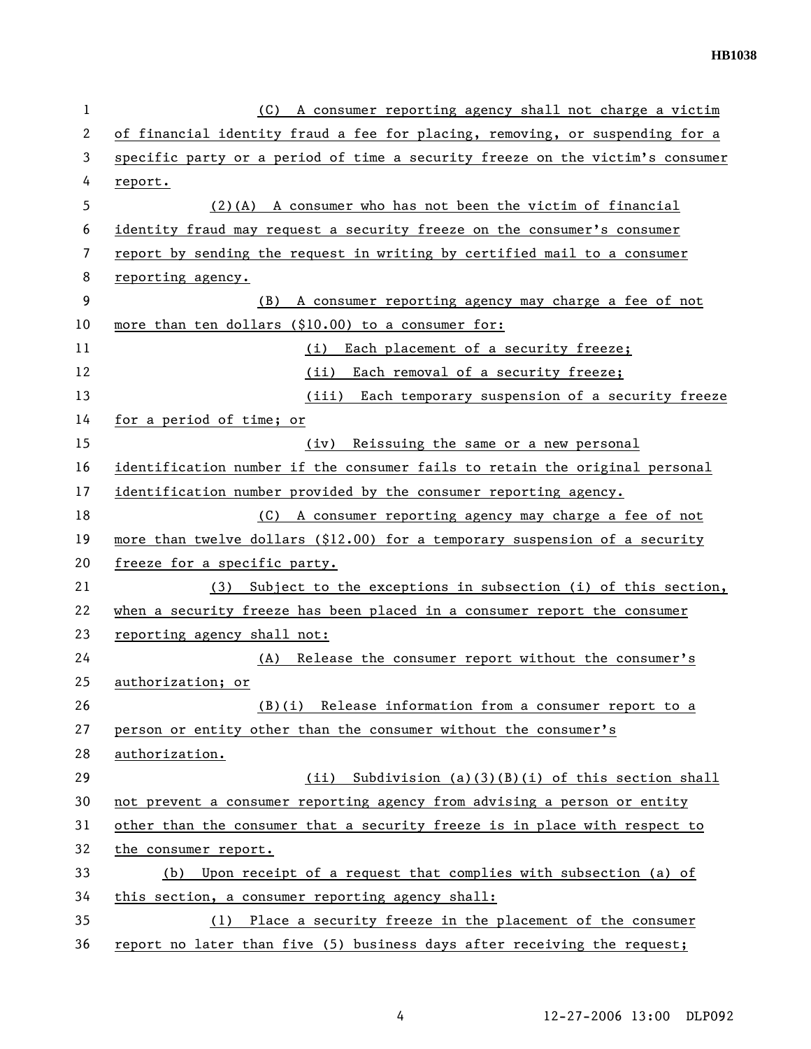(C) A consumer reporting agency shall not charge a victim of financial identity fraud a fee for placing, removing, or suspending for a specific party or a period of time a security freeze on the victim's consumer report.

(2)(A) A consumer who has not been the victim of financial identity fraud may request a security freeze on the consumer's consumer report by sending the request in writing by certified mail to a consumer reporting agency.

(B) A consumer reporting agency may charge a fee of not more than ten dollars ($10.00) to a consumer for:

(i) Each placement of a security freeze;

(ii) Each removal of a security freeze;

(iii) Each temporary suspension of a security freeze for a period of time; or

(iv) Reissuing the same or a new personal identification number if the consumer fails to retain the original personal identification number provided by the consumer reporting agency.

(C) A consumer reporting agency may charge a fee of not more than twelve dollars ($12.00) for a temporary suspension of a security freeze for a specific party.

(3) Subject to the exceptions in subsection (i) of this section, when a security freeze has been placed in a consumer report the consumer reporting agency shall not:

(A) Release the consumer report without the consumer's authorization; or

(B)(i) Release information from a consumer report to a person or entity other than the consumer without the consumer's authorization.

(ii) Subdivision (a)(3)(B)(i) of this section shall not prevent a consumer reporting agency from advising a person or entity other than the consumer that a security freeze is in place with respect to the consumer report.

(b) Upon receipt of a request that complies with subsection (a) of this section, a consumer reporting agency shall:

(1) Place a security freeze in the placement of the consumer report no later than five (5) business days after receiving the request;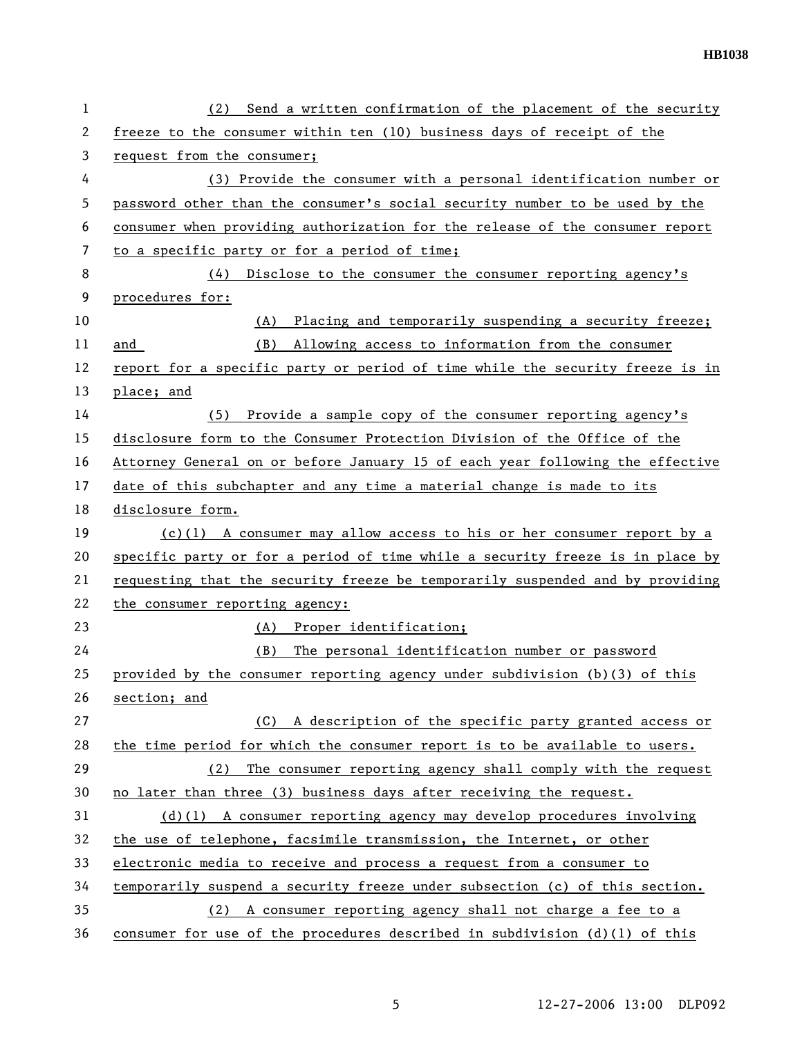(2) Send a written confirmation of the placement of the security freeze to the consumer within ten (10) business days of receipt of the request from the consumer;

(3) Provide the consumer with a personal identification number or password other than the consumer's social security number to be used by the consumer when providing authorization for the release of the consumer report to a specific party or for a period of time;

(4) Disclose to the consumer the consumer reporting agency's procedures for:

(A) Placing and temporarily suspending a security freeze; and (B) Allowing access to information from the consumer report for a specific party or period of time while the security freeze is in place; and

(5) Provide a sample copy of the consumer reporting agency's disclosure form to the Consumer Protection Division of the Office of the Attorney General on or before January 15 of each year following the effective date of this subchapter and any time a material change is made to its disclosure form.

(c)(1) A consumer may allow access to his or her consumer report by a specific party or for a period of time while a security freeze is in place by requesting that the security freeze be temporarily suspended and by providing the consumer reporting agency:

(A) Proper identification;

(B) The personal identification number or password provided by the consumer reporting agency under subdivision (b)(3) of this section; and

(C) A description of the specific party granted access or the time period for which the consumer report is to be available to users.

(2) The consumer reporting agency shall comply with the request no later than three (3) business days after receiving the request.

(d)(1) A consumer reporting agency may develop procedures involving the use of telephone, facsimile transmission, the Internet, or other electronic media to receive and process a request from a consumer to temporarily suspend a security freeze under subsection (c) of this section.

(2) A consumer reporting agency shall not charge a fee to a consumer for use of the procedures described in subdivision (d)(1) of this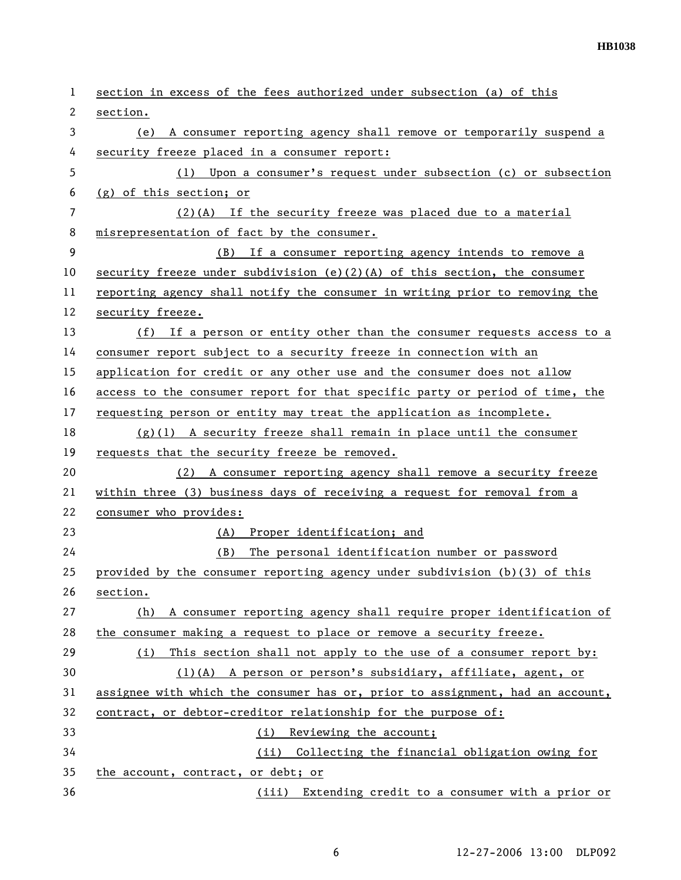section in excess of the fees authorized under subsection (a) of this section.

(e) A consumer reporting agency shall remove or temporarily suspend a security freeze placed in a consumer report:

(1) Upon a consumer's request under subsection (c) or subsection (g) of this section; or

(2)(A) If the security freeze was placed due to a material misrepresentation of fact by the consumer.

(B) If a consumer reporting agency intends to remove a security freeze under subdivision (e)(2)(A) of this section, the consumer reporting agency shall notify the consumer in writing prior to removing the security freeze.

(f) If a person or entity other than the consumer requests access to a consumer report subject to a security freeze in connection with an application for credit or any other use and the consumer does not allow access to the consumer report for that specific party or period of time, the requesting person or entity may treat the application as incomplete.

(g)(1) A security freeze shall remain in place until the consumer requests that the security freeze be removed.

(2) A consumer reporting agency shall remove a security freeze within three (3) business days of receiving a request for removal from a consumer who provides:

(A) Proper identification; and

(B) The personal identification number or password provided by the consumer reporting agency under subdivision (b)(3) of this section.

(h) A consumer reporting agency shall require proper identification of the consumer making a request to place or remove a security freeze.

(i) This section shall not apply to the use of a consumer report by:

(1)(A) A person or person's subsidiary, affiliate, agent, or assignee with which the consumer has or, prior to assignment, had an account, contract, or debtor-creditor relationship for the purpose of:

(i) Reviewing the account;

(ii) Collecting the financial obligation owing for the account, contract, or debt; or

(iii) Extending credit to a consumer with a prior or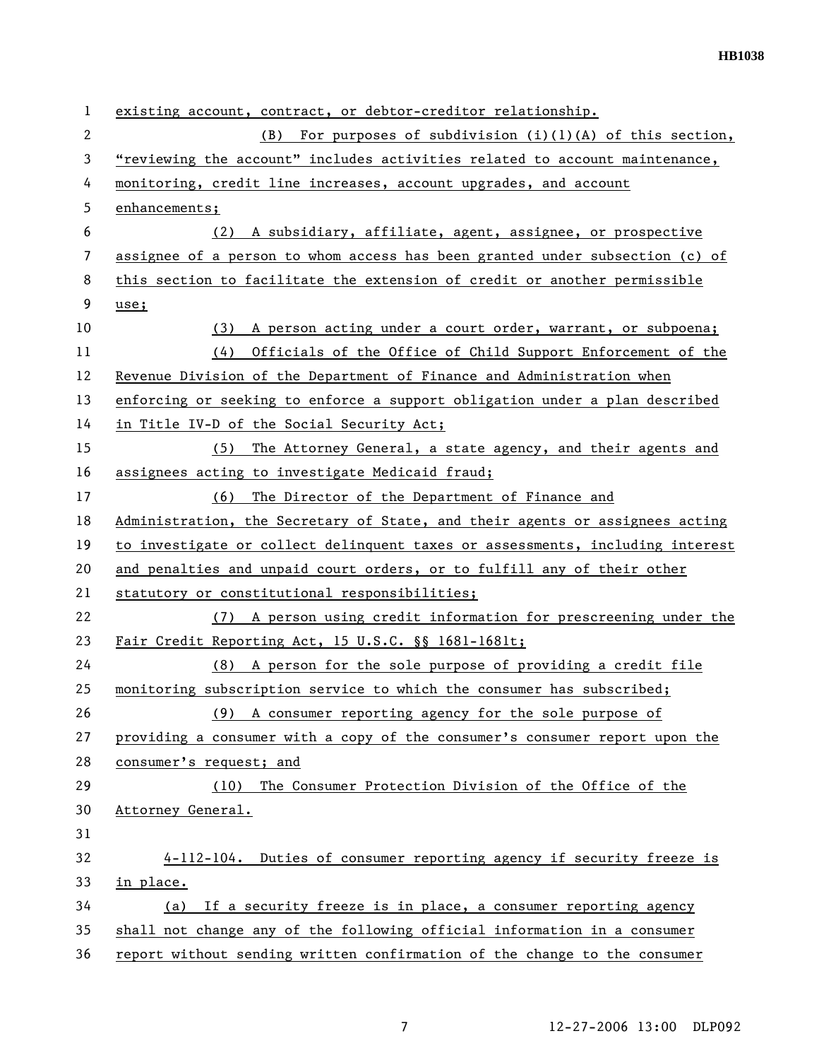existing account, contract, or debtor-creditor relationship.

(B) For purposes of subdivision (i)(1)(A) of this section, "reviewing the account" includes activities related to account maintenance, monitoring, credit line increases, account upgrades, and account enhancements;

(2) A subsidiary, affiliate, agent, assignee, or prospective assignee of a person to whom access has been granted under subsection (c) of this section to facilitate the extension of credit or another permissible use;

(3) A person acting under a court order, warrant, or subpoena;

(4) Officials of the Office of Child Support Enforcement of the Revenue Division of the Department of Finance and Administration when enforcing or seeking to enforce a support obligation under a plan described in Title IV-D of the Social Security Act;

(5) The Attorney General, a state agency, and their agents and assignees acting to investigate Medicaid fraud;

(6) The Director of the Department of Finance and Administration, the Secretary of State, and their agents or assignees acting to investigate or collect delinquent taxes or assessments, including interest and penalties and unpaid court orders, or to fulfill any of their other statutory or constitutional responsibilities;

(7) A person using credit information for prescreening under the Fair Credit Reporting Act, 15 U.S.C. §§ 1681-1681t;

(8) A person for the sole purpose of providing a credit file monitoring subscription service to which the consumer has subscribed;

(9) A consumer reporting agency for the sole purpose of providing a consumer with a copy of the consumer's consumer report upon the consumer's request; and

(10) The Consumer Protection Division of the Office of the Attorney General.

4-112-104. Duties of consumer reporting agency if security freeze is in place.

(a) If a security freeze is in place, a consumer reporting agency shall not change any of the following official information in a consumer report without sending written confirmation of the change to the consumer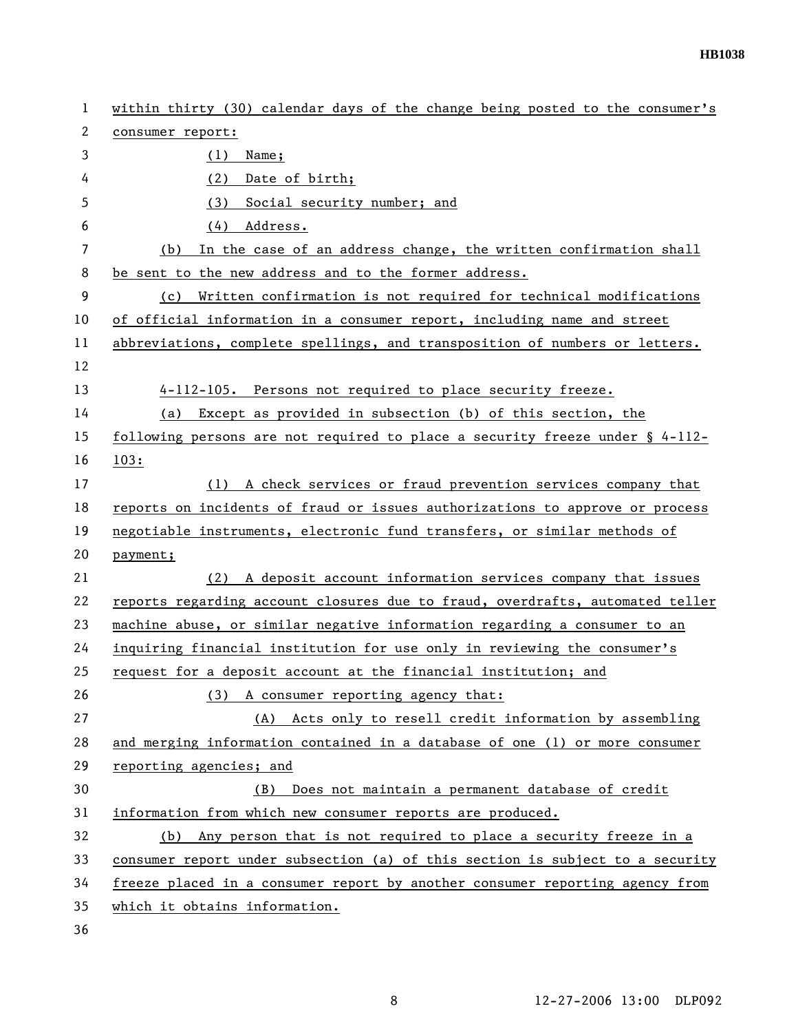within thirty (30) calendar days of the change being posted to the consumer's consumer report:

(1) Name;

(2) Date of birth;

(3) Social security number; and

(4) Address.

(b) In the case of an address change, the written confirmation shall be sent to the new address and to the former address.

(c) Written confirmation is not required for technical modifications of official information in a consumer report, including name and street abbreviations, complete spellings, and transposition of numbers or letters.

4-112-105. Persons not required to place security freeze.

(a) Except as provided in subsection (b) of this section, the following persons are not required to place a security freeze under § 4-112-103:

(1) A check services or fraud prevention services company that reports on incidents of fraud or issues authorizations to approve or process negotiable instruments, electronic fund transfers, or similar methods of payment;

(2) A deposit account information services company that issues reports regarding account closures due to fraud, overdrafts, automated teller machine abuse, or similar negative information regarding a consumer to an inquiring financial institution for use only in reviewing the consumer's request for a deposit account at the financial institution; and

(3) A consumer reporting agency that:

(A) Acts only to resell credit information by assembling and merging information contained in a database of one (1) or more consumer reporting agencies; and

(B) Does not maintain a permanent database of credit information from which new consumer reports are produced.

(b) Any person that is not required to place a security freeze in a consumer report under subsection (a) of this section is subject to a security freeze placed in a consumer report by another consumer reporting agency from which it obtains information.